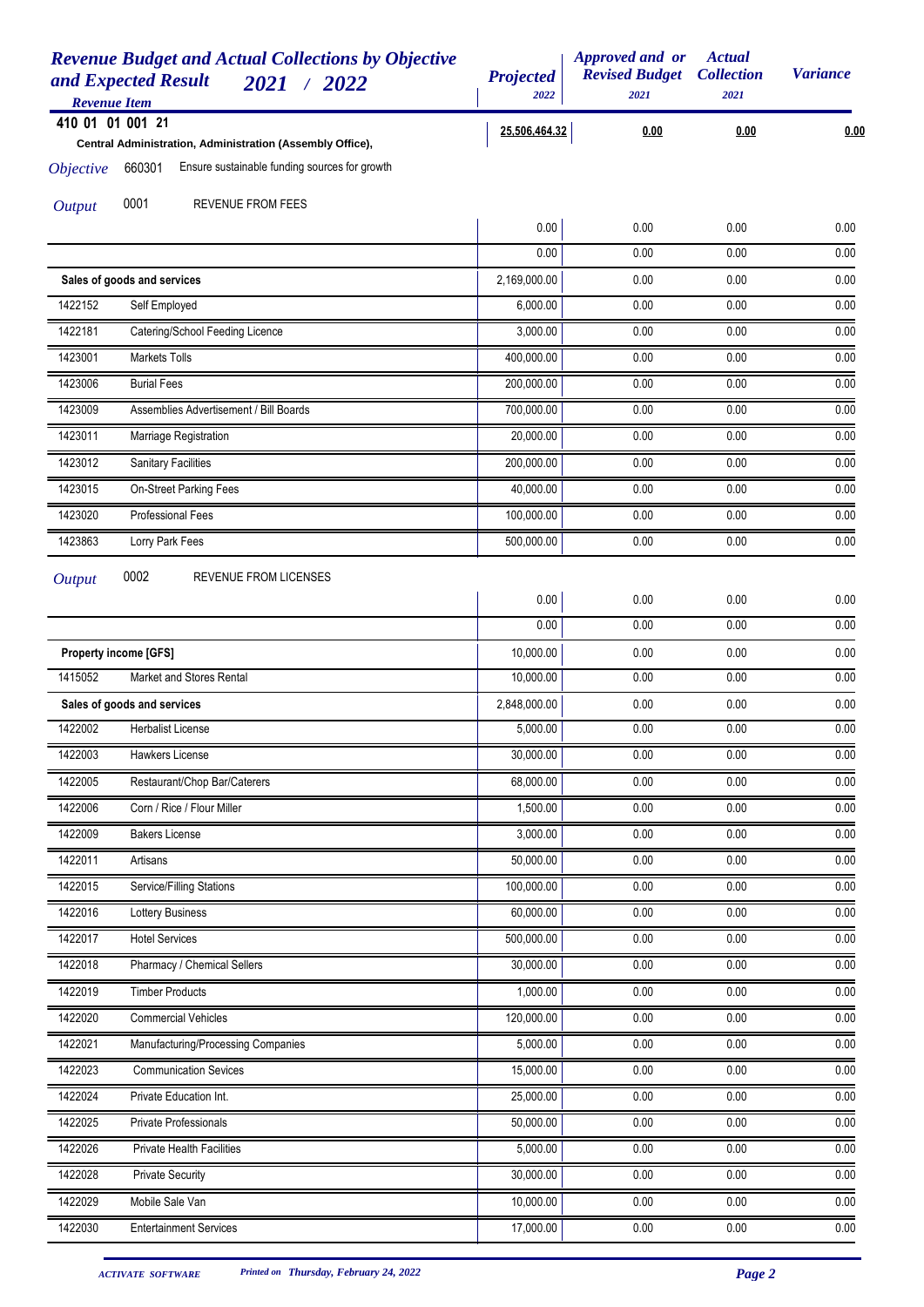# Revenue Budget and Actual Collections by Objective and Expected Result 2021 / 2022

| Revenue Item | | Projected 2022 | Approved and or Revised Budget 2021 | Actual Collection 2021 | Variance |
|---|---|---|---|---|---|
| **410 01 01 001 21** | **Central Administration, Administration (Assembly Office),** | **25,506,464.32** | **0.00** | **0.00** | **0.00** |
| *Objective* 660301 | Ensure sustainable funding sources for growth | | | | |
| *Output* 0001 | REVENUE FROM FEES | | | | |
| | | 0.00 | 0.00 | 0.00 | 0.00 |
| | | 0.00 | 0.00 | 0.00 | 0.00 |
| **Sales of goods and services** | | 2,169,000.00 | 0.00 | 0.00 | 0.00 |
| 1422152 | Self Employed | 6,000.00 | 0.00 | 0.00 | 0.00 |
| 1422181 | Catering/School Feeding Licence | 3,000.00 | 0.00 | 0.00 | 0.00 |
| 1423001 | Markets Tolls | 400,000.00 | 0.00 | 0.00 | 0.00 |
| 1423006 | Burial Fees | 200,000.00 | 0.00 | 0.00 | 0.00 |
| 1423009 | Assemblies Advertisement / Bill Boards | 700,000.00 | 0.00 | 0.00 | 0.00 |
| 1423011 | Marriage Registration | 20,000.00 | 0.00 | 0.00 | 0.00 |
| 1423012 | Sanitary Facilities | 200,000.00 | 0.00 | 0.00 | 0.00 |
| 1423015 | On-Street Parking Fees | 40,000.00 | 0.00 | 0.00 | 0.00 |
| 1423020 | Professional Fees | 100,000.00 | 0.00 | 0.00 | 0.00 |
| 1423863 | Lorry Park Fees | 500,000.00 | 0.00 | 0.00 | 0.00 |
| *Output* 0002 | REVENUE FROM LICENSES | | | | |
| | | 0.00 | 0.00 | 0.00 | 0.00 |
| | | 0.00 | 0.00 | 0.00 | 0.00 |
| **Property income [GFS]** | | 10,000.00 | 0.00 | 0.00 | 0.00 |
| 1415052 | Market and Stores Rental | 10,000.00 | 0.00 | 0.00 | 0.00 |
| **Sales of goods and services** | | 2,848,000.00 | 0.00 | 0.00 | 0.00 |
| 1422002 | Herbalist License | 5,000.00 | 0.00 | 0.00 | 0.00 |
| 1422003 | Hawkers License | 30,000.00 | 0.00 | 0.00 | 0.00 |
| 1422005 | Restaurant/Chop Bar/Caterers | 68,000.00 | 0.00 | 0.00 | 0.00 |
| 1422006 | Corn / Rice / Flour Miller | 1,500.00 | 0.00 | 0.00 | 0.00 |
| 1422009 | Bakers License | 3,000.00 | 0.00 | 0.00 | 0.00 |
| 1422011 | Artisans | 50,000.00 | 0.00 | 0.00 | 0.00 |
| 1422015 | Service/Filling Stations | 100,000.00 | 0.00 | 0.00 | 0.00 |
| 1422016 | Lottery Business | 60,000.00 | 0.00 | 0.00 | 0.00 |
| 1422017 | Hotel Services | 500,000.00 | 0.00 | 0.00 | 0.00 |
| 1422018 | Pharmacy / Chemical Sellers | 30,000.00 | 0.00 | 0.00 | 0.00 |
| 1422019 | Timber Products | 1,000.00 | 0.00 | 0.00 | 0.00 |
| 1422020 | Commercial Vehicles | 120,000.00 | 0.00 | 0.00 | 0.00 |
| 1422021 | Manufacturing/Processing Companies | 5,000.00 | 0.00 | 0.00 | 0.00 |
| 1422023 | Communication Sevices | 15,000.00 | 0.00 | 0.00 | 0.00 |
| 1422024 | Private Education Int. | 25,000.00 | 0.00 | 0.00 | 0.00 |
| 1422025 | Private Professionals | 50,000.00 | 0.00 | 0.00 | 0.00 |
| 1422026 | Private Health Facilities | 5,000.00 | 0.00 | 0.00 | 0.00 |
| 1422028 | Private Security | 30,000.00 | 0.00 | 0.00 | 0.00 |
| 1422029 | Mobile Sale Van | 10,000.00 | 0.00 | 0.00 | 0.00 |
| 1422030 | Entertainment Services | 17,000.00 | 0.00 | 0.00 | 0.00 |

ACTIVATE SOFTWARE    Printed on Thursday, February 24, 2022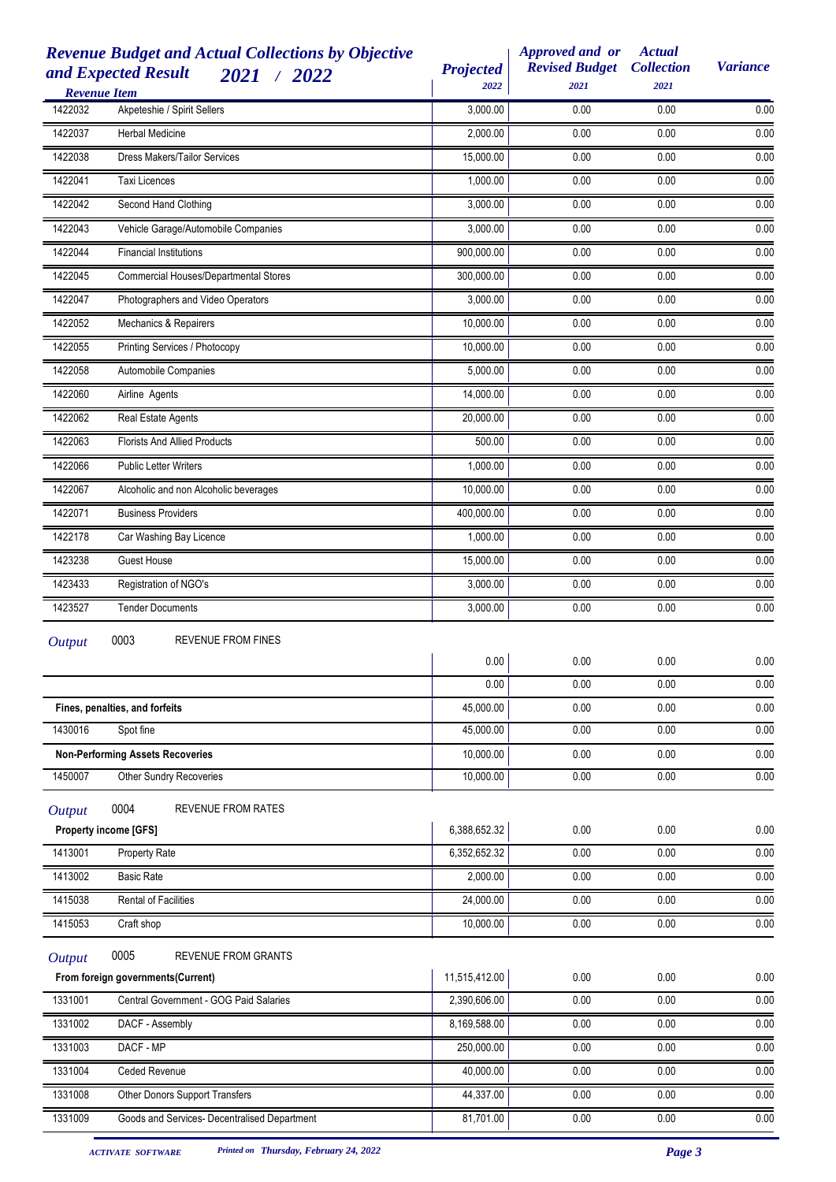## Revenue Budget and Actual Collections by Objective and Expected Result 2021 / 2022

| Revenue Item | | Projected 2022 | Approved and or Revised Budget 2021 | Actual Collection 2021 | Variance |
|---|---|---|---|---|---|
| 1422032 | Akpeteshie / Spirit Sellers | 3,000.00 | 0.00 | 0.00 | 0.00 |
| 1422037 | Herbal Medicine | 2,000.00 | 0.00 | 0.00 | 0.00 |
| 1422038 | Dress Makers/Tailor Services | 15,000.00 | 0.00 | 0.00 | 0.00 |
| 1422041 | Taxi Licences | 1,000.00 | 0.00 | 0.00 | 0.00 |
| 1422042 | Second Hand Clothing | 3,000.00 | 0.00 | 0.00 | 0.00 |
| 1422043 | Vehicle Garage/Automobile Companies | 3,000.00 | 0.00 | 0.00 | 0.00 |
| 1422044 | Financial Institutions | 900,000.00 | 0.00 | 0.00 | 0.00 |
| 1422045 | Commercial Houses/Departmental Stores | 300,000.00 | 0.00 | 0.00 | 0.00 |
| 1422047 | Photographers and Video Operators | 3,000.00 | 0.00 | 0.00 | 0.00 |
| 1422052 | Mechanics & Repairers | 10,000.00 | 0.00 | 0.00 | 0.00 |
| 1422055 | Printing Services / Photocopy | 10,000.00 | 0.00 | 0.00 | 0.00 |
| 1422058 | Automobile Companies | 5,000.00 | 0.00 | 0.00 | 0.00 |
| 1422060 | Airline Agents | 14,000.00 | 0.00 | 0.00 | 0.00 |
| 1422062 | Real Estate Agents | 20,000.00 | 0.00 | 0.00 | 0.00 |
| 1422063 | Florists And Allied Products | 500.00 | 0.00 | 0.00 | 0.00 |
| 1422066 | Public Letter Writers | 1,000.00 | 0.00 | 0.00 | 0.00 |
| 1422067 | Alcoholic and non Alcoholic beverages | 10,000.00 | 0.00 | 0.00 | 0.00 |
| 1422071 | Business Providers | 400,000.00 | 0.00 | 0.00 | 0.00 |
| 1422178 | Car Washing Bay Licence | 1,000.00 | 0.00 | 0.00 | 0.00 |
| 1423238 | Guest House | 15,000.00 | 0.00 | 0.00 | 0.00 |
| 1423433 | Registration of NGO's | 3,000.00 | 0.00 | 0.00 | 0.00 |
| 1423527 | Tender Documents | 3,000.00 | 0.00 | 0.00 | 0.00 |
| *Output* 0003 | REVENUE FROM FINES | | | | |
| | | 0.00 | 0.00 | 0.00 | 0.00 |
| | | 0.00 | 0.00 | 0.00 | 0.00 |
| **Fines, penalties, and forfeits** | | 45,000.00 | 0.00 | 0.00 | 0.00 |
| 1430016 | Spot fine | 45,000.00 | 0.00 | 0.00 | 0.00 |
| **Non-Performing Assets Recoveries** | | 10,000.00 | 0.00 | 0.00 | 0.00 |
| 1450007 | Other Sundry Recoveries | 10,000.00 | 0.00 | 0.00 | 0.00 |
| *Output* 0004 | REVENUE FROM RATES | | | | |
| **Property income [GFS]** | | 6,388,652.32 | 0.00 | 0.00 | 0.00 |
| 1413001 | Property Rate | 6,352,652.32 | 0.00 | 0.00 | 0.00 |
| 1413002 | Basic Rate | 2,000.00 | 0.00 | 0.00 | 0.00 |
| 1415038 | Rental of Facilities | 24,000.00 | 0.00 | 0.00 | 0.00 |
| 1415053 | Craft shop | 10,000.00 | 0.00 | 0.00 | 0.00 |
| *Output* 0005 | REVENUE FROM GRANTS | | | | |
| **From foreign governments(Current)** | | 11,515,412.00 | 0.00 | 0.00 | 0.00 |
| 1331001 | Central Government - GOG Paid Salaries | 2,390,606.00 | 0.00 | 0.00 | 0.00 |
| 1331002 | DACF - Assembly | 8,169,588.00 | 0.00 | 0.00 | 0.00 |
| 1331003 | DACF - MP | 250,000.00 | 0.00 | 0.00 | 0.00 |
| 1331004 | Ceded Revenue | 40,000.00 | 0.00 | 0.00 | 0.00 |
| 1331008 | Other Donors Support Transfers | 44,337.00 | 0.00 | 0.00 | 0.00 |
| 1331009 | Goods and Services- Decentralised Department | 81,701.00 | 0.00 | 0.00 | 0.00 |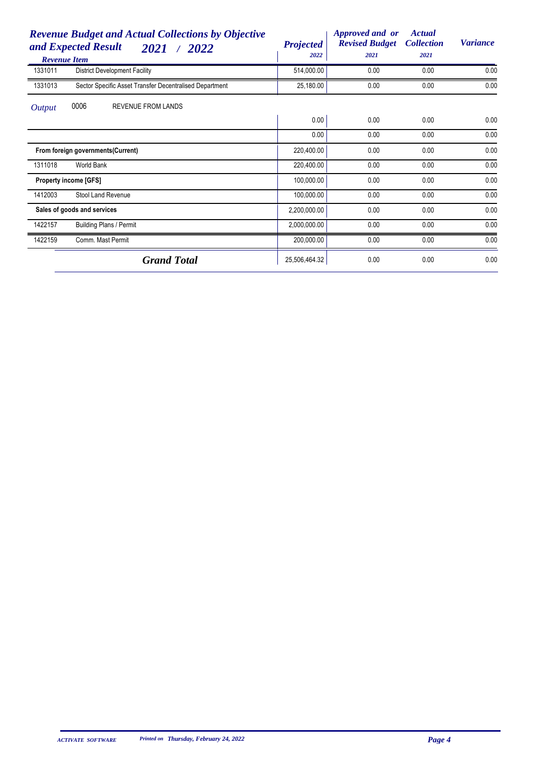## Revenue Budget and Actual Collections by Objective and Expected Result 2021 / 2022

| Revenue Item | | Projected 2022 | Approved and or Revised Budget 2021 | Actual Collection 2021 | Variance |
|---|---|---|---|---|---|
| 1331011 | District Development Facility | 514,000.00 | 0.00 | 0.00 | 0.00 |
| 1331013 | Sector Specific Asset Transfer Decentralised Department | 25,180.00 | 0.00 | 0.00 | 0.00 |
| *Output* 0006 | REVENUE FROM LANDS | | | | |
| | | 0.00 | 0.00 | 0.00 | 0.00 |
| | | 0.00 | 0.00 | 0.00 | 0.00 |
| **From foreign governments(Current)** | | 220,400.00 | 0.00 | 0.00 | 0.00 |
| 1311018 | World Bank | 220,400.00 | 0.00 | 0.00 | 0.00 |
| **Property income [GFS]** | | 100,000.00 | 0.00 | 0.00 | 0.00 |
| 1412003 | Stool Land Revenue | 100,000.00 | 0.00 | 0.00 | 0.00 |
| **Sales of goods and services** | | 2,200,000.00 | 0.00 | 0.00 | 0.00 |
| 1422157 | Building Plans / Permit | 2,000,000.00 | 0.00 | 0.00 | 0.00 |
| 1422159 | Comm. Mast Permit | 200,000.00 | 0.00 | 0.00 | 0.00 |
| | ***Grand Total*** | 25,506,464.32 | 0.00 | 0.00 | 0.00 |